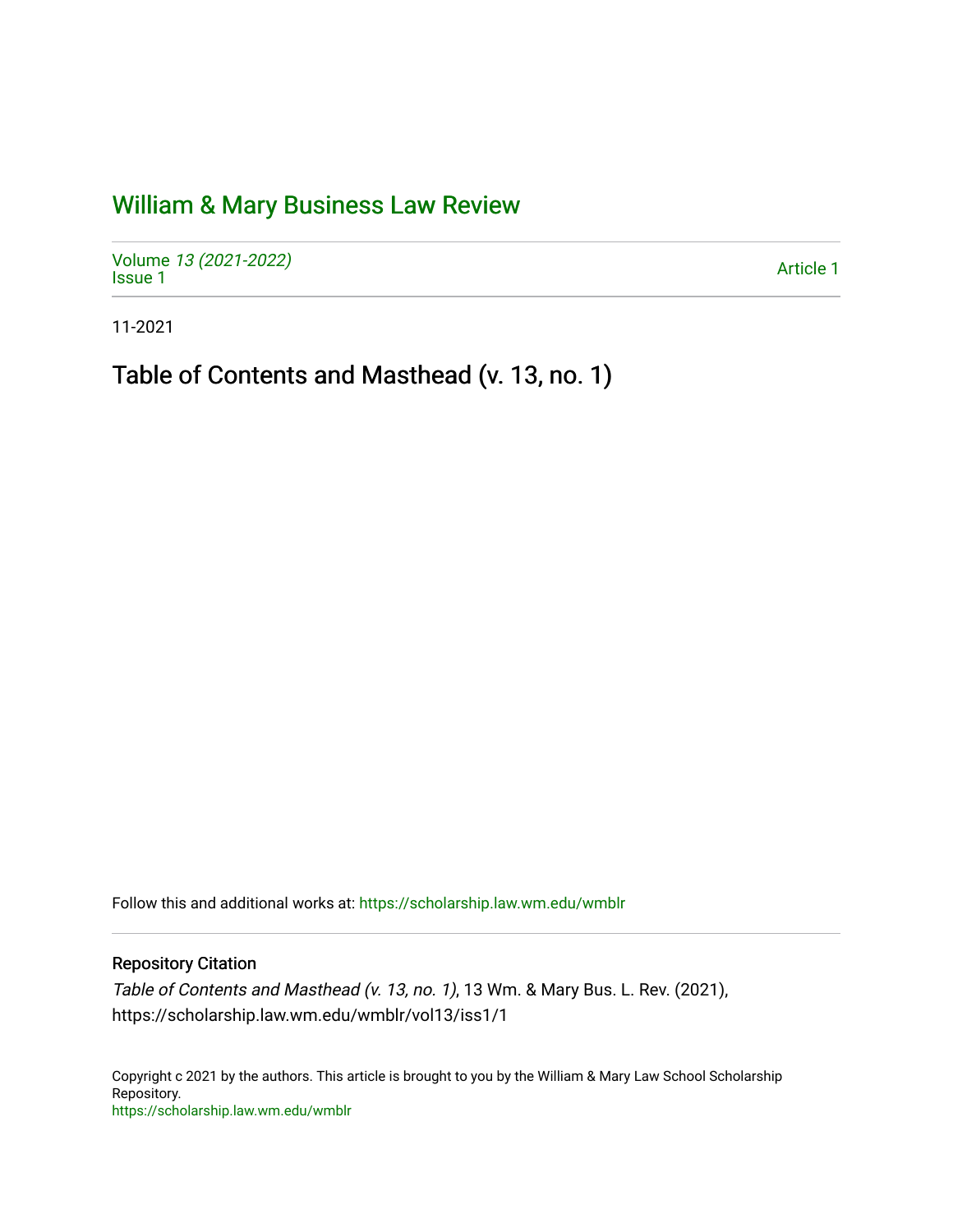# William & Mary Business Law Review

Volume *13 (2021-2022)*
Issue 1

Article 1

11-2021

## Table of Contents and Masthead (v. 13, no. 1)

Follow this and additional works at: https://scholarship.law.wm.edu/wmblr

### Repository Citation

*Table of Contents and Masthead (v. 13, no. 1)*, 13 Wm. & Mary Bus. L. Rev. (2021), https://scholarship.law.wm.edu/wmblr/vol13/iss1/1

Copyright c 2021 by the authors. This article is brought to you by the William & Mary Law School Scholarship Repository.
https://scholarship.law.wm.edu/wmblr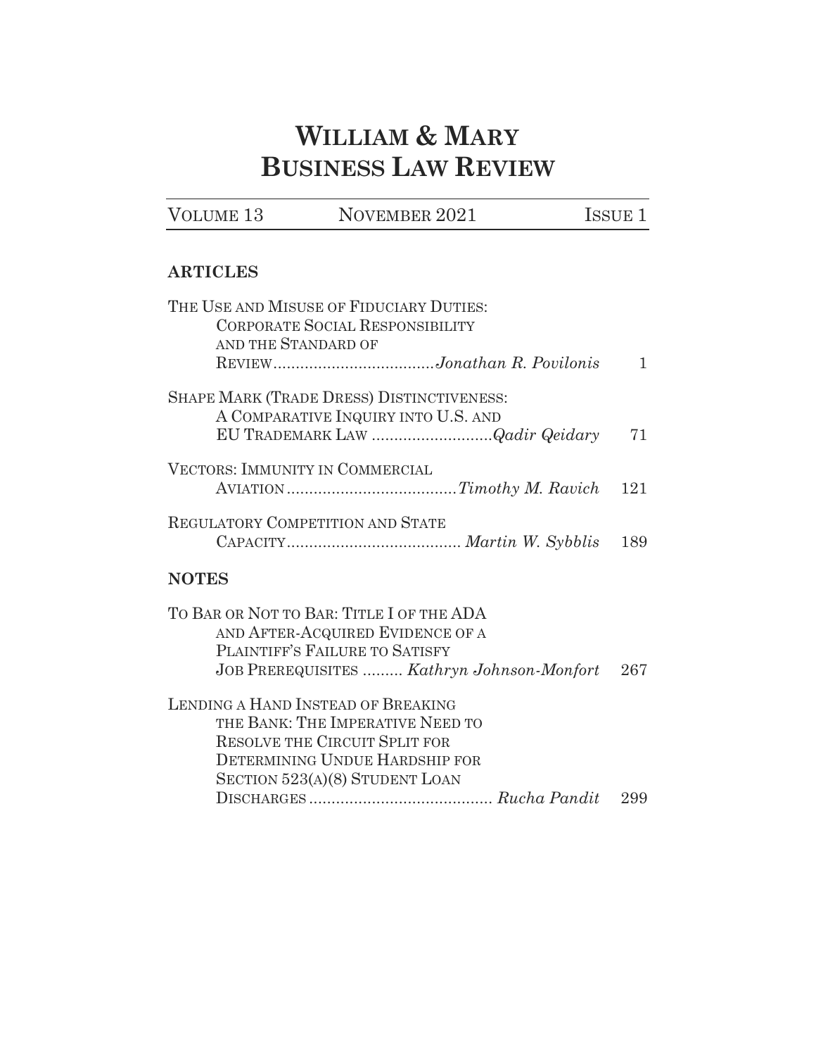# WILLIAM & MARY BUSINESS LAW REVIEW

VOLUME 13 NOVEMBER 2021 ISSUE 1

## ARTICLES

THE USE AND MISUSE OF FIDUCIARY DUTIES: CORPORATE SOCIAL RESPONSIBILITY AND THE STANDARD OF REVIEW .................................... *Jonathan R. Povilonis* 1

SHAPE MARK (TRADE DRESS) DISTINCTIVENESS: A COMPARATIVE INQUIRY INTO U.S. AND EU TRADEMARK LAW ........................... *Qadir Qeidary* 71

VECTORS: IMMUNITY IN COMMERCIAL AVIATION ..................................... *Timothy M. Ravich* 121

REGULATORY COMPETITION AND STATE CAPACITY ...................................... *Martin W. Sybblis* 189

## NOTES

TO BAR OR NOT TO BAR: TITLE I OF THE ADA AND AFTER-ACQUIRED EVIDENCE OF A PLAINTIFF'S FAILURE TO SATISFY JOB PREREQUISITES ......... *Kathryn Johnson-Monfort* 267

LENDING A HAND INSTEAD OF BREAKING THE BANK: THE IMPERATIVE NEED TO RESOLVE THE CIRCUIT SPLIT FOR DETERMINING UNDUE HARDSHIP FOR SECTION 523(A)(8) STUDENT LOAN DISCHARGES ......................................... *Rucha Pandit* 299